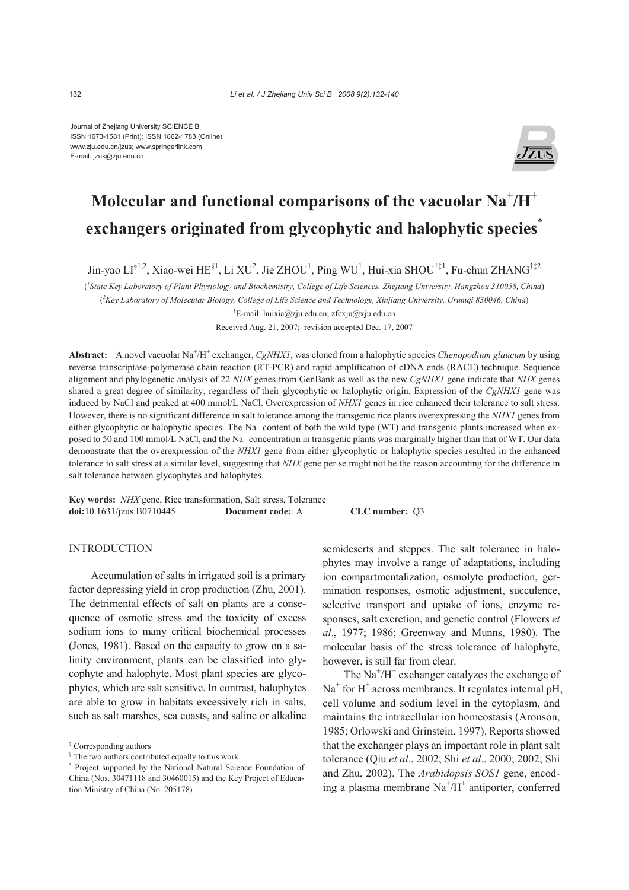Journal of Zhejiang University SCIENCE B
ISSN 1673-1581 (Print); ISSN 1862-1783 (Online)
www.zju.edu.cn/jzus; www.springerlink.com
E-mail: jzus@zju.edu.cn

# Molecular and functional comparisons of the vacuolar $Na^+/H^+$ exchangers originated from glycophytic and halophytic species[*]

Jin-yao LI[§1,2], Xiao-wei HE[§1], Li XU[2], Jie ZHOU[1], Ping WU[1], Hui-xia SHOU[†‡1], Fu-chun ZHANG[†‡2]

([1]State Key Laboratory of Plant Physiology and Biochemistry, College of Life Sciences, Zhejiang University, Hangzhou 310058, China)

([2]Key Laboratory of Molecular Biology, College of Life Science and Technology, Xinjiang University, Urumqi 830046, China)

[†]E-mail: huixia@zju.edu.cn; zfcxju@xju.edu.cn

Received Aug. 21, 2007; revision accepted Dec. 17, 2007

**Abstract:** A novel vacuolar $Na^+/H^+$ exchanger, *CgNHX1*, was cloned from a halophytic species *Chenopodium glaucum* by using reverse transcriptase-polymerase chain reaction (RT-PCR) and rapid amplification of cDNA ends (RACE) technique. Sequence alignment and phylogenetic analysis of 22 *NHX* genes from GenBank as well as the new *CgNHX1* gene indicate that *NHX* genes shared a great degree of similarity, regardless of their glycophytic or halophytic origin. Expression of the *CgNHX1* gene was induced by NaCl and peaked at 400 mmol/L NaCl. Overexpression of *NHX1* genes in rice enhanced their tolerance to salt stress. However, there is no significant difference in salt tolerance among the transgenic rice plants overexpressing the *NHX1* genes from either glycophytic or halophytic species. The $Na^+$ content of both the wild type (WT) and transgenic plants increased when exposed to 50 and 100 mmol/L NaCl, and the $Na^+$ concentration in transgenic plants was marginally higher than that of WT. Our data demonstrate that the overexpression of the *NHX1* gene from either glycophytic or halophytic species resulted in the enhanced tolerance to salt stress at a similar level, suggesting that *NHX* gene per se might not be the reason accounting for the difference in salt tolerance between glycophytes and halophytes.

**Key words:** *NHX* gene, Rice transformation, Salt stress, Tolerance
**doi:**10.1631/jzus.B0710445 **Document code:** A **CLC number:** Q3

## INTRODUCTION

Accumulation of salts in irrigated soil is a primary factor depressing yield in crop production (Zhu, 2001). The detrimental effects of salt on plants are a consequence of osmotic stress and the toxicity of excess sodium ions to many critical biochemical processes (Jones, 1981). Based on the capacity to grow on a salinity environment, plants can be classified into glycophyte and halophyte. Most plant species are glycophytes, which are salt sensitive. In contrast, halophytes are able to grow in habitats excessively rich in salts, such as salt marshes, sea coasts, and saline or alkaline semideserts and steppes. The salt tolerance in halophytes may involve a range of adaptations, including ion compartmentalization, osmolyte production, germination responses, osmotic adjustment, succulence, selective transport and uptake of ions, enzyme responses, salt excretion, and genetic control (Flowers *et al*., 1977; 1986; Greenway and Munns, 1980). The molecular basis of the stress tolerance of halophyte, however, is still far from clear.

The $Na^+/H^+$ exchanger catalyzes the exchange of $Na^+$ for $H^+$ across membranes. It regulates internal pH, cell volume and sodium level in the cytoplasm, and maintains the intracellular ion homeostasis (Aronson, 1985; Orlowski and Grinstein, 1997). Reports showed that the exchanger plays an important role in plant salt tolerance (Qiu *et al*., 2002; Shi *et al*., 2000; 2002; Shi and Zhu, 2002). The *Arabidopsis SOS1* gene, encoding a plasma membrane $Na^+/H^+$ antiporter, conferred

---

[‡] Corresponding authors

[§] The two authors contributed equally to this work

[*] Project supported by the National Natural Science Foundation of China (Nos. 30471118 and 30460015) and the Key Project of Education Ministry of China (No. 205178)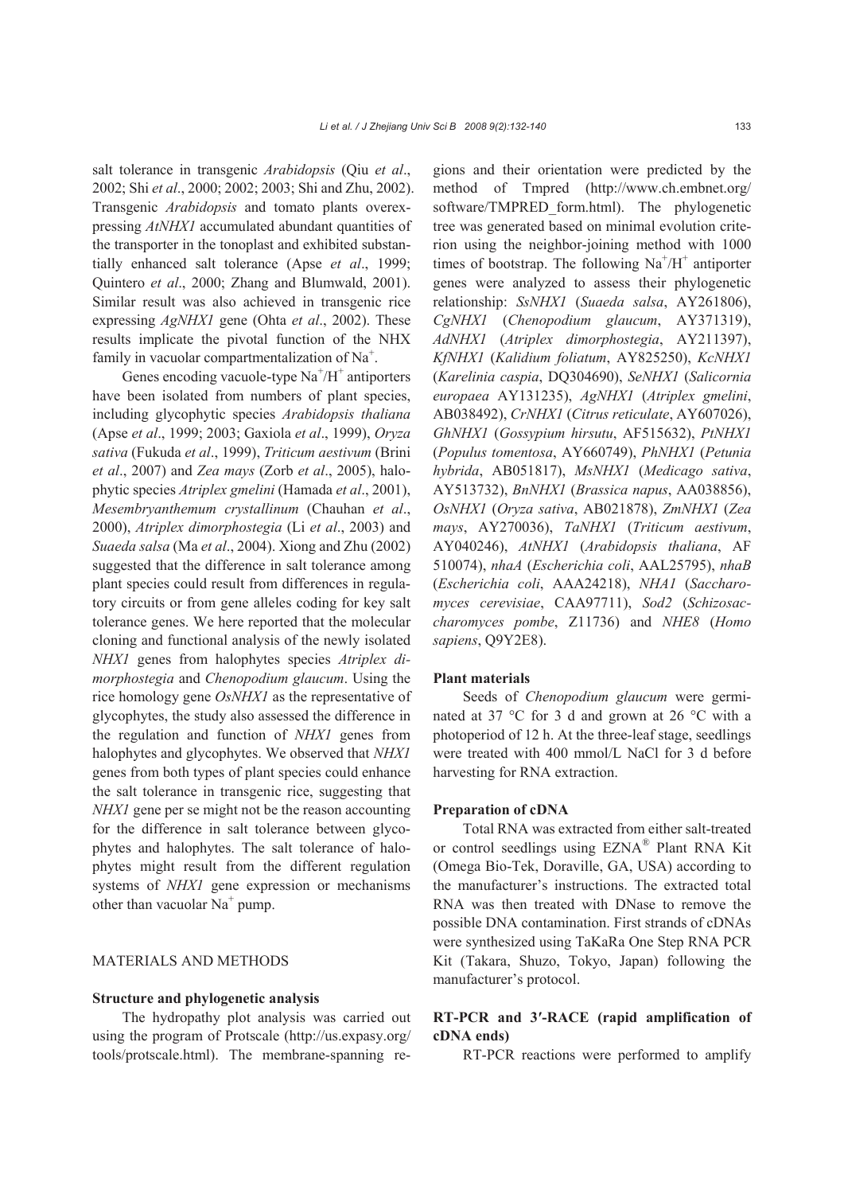salt tolerance in transgenic *Arabidopsis* (Qiu *et al*., 2002; Shi *et al*., 2000; 2002; 2003; Shi and Zhu, 2002). Transgenic *Arabidopsis* and tomato plants overexpressing *AtNHX1* accumulated abundant quantities of the transporter in the tonoplast and exhibited substantially enhanced salt tolerance (Apse *et al*., 1999; Quintero *et al*., 2000; Zhang and Blumwald, 2001). Similar result was also achieved in transgenic rice expressing *AgNHX1* gene (Ohta *et al*., 2002). These results implicate the pivotal function of the NHX family in vacuolar compartmentalization of $Na^+$.

Genes encoding vacuole-type $Na^+/H^+$ antiporters have been isolated from numbers of plant species, including glycophytic species *Arabidopsis thaliana* (Apse *et al*., 1999; 2003; Gaxiola *et al*., 1999), *Oryza sativa* (Fukuda *et al*., 1999), *Triticum aestivum* (Brini *et al*., 2007) and *Zea mays* (Zorb *et al*., 2005), halophytic species *Atriplex gmelini* (Hamada *et al*., 2001), *Mesembryanthemum crystallinum* (Chauhan *et al*., 2000), *Atriplex dimorphostegia* (Li *et al*., 2003) and *Suaeda salsa* (Ma *et al*., 2004). Xiong and Zhu (2002) suggested that the difference in salt tolerance among plant species could result from differences in regulatory circuits or from gene alleles coding for key salt tolerance genes. We here reported that the molecular cloning and functional analysis of the newly isolated *NHX1* genes from halophytes species *Atriplex dimorphostegia* and *Chenopodium glaucum*. Using the rice homology gene *OsNHX1* as the representative of glycophytes, the study also assessed the difference in the regulation and function of *NHX1* genes from halophytes and glycophytes. We observed that *NHX1* genes from both types of plant species could enhance the salt tolerance in transgenic rice, suggesting that *NHX1* gene per se might not be the reason accounting for the difference in salt tolerance between glycophytes and halophytes. The salt tolerance of halophytes might result from the different regulation systems of *NHX1* gene expression or mechanisms other than vacuolar $Na^+$ pump.

## MATERIALS AND METHODS

### Structure and phylogenetic analysis

The hydropathy plot analysis was carried out using the program of Protscale (http://us.expasy.org/tools/protscale.html). The membrane-spanning regions and their orientation were predicted by the method of Tmpred (http://www.ch.embnet.org/software/TMPRED_form.html). The phylogenetic tree was generated based on minimal evolution criterion using the neighbor-joining method with 1000 times of bootstrap. The following $Na^+/H^+$ antiporter genes were analyzed to assess their phylogenetic relationship: *SsNHX1* (*Suaeda salsa*, AY261806), *CgNHX1* (*Chenopodium glaucum*, AY371319), *AdNHX1* (*Atriplex dimorphostegia*, AY211397), *KfNHX1* (*Kalidium foliatum*, AY825250), *KcNHX1* (*Karelinia caspia*, DQ304690), *SeNHX1* (*Salicornia europaea* AY131235), *AgNHX1* (*Atriplex gmelini*, AB038492), *CrNHX1* (*Citrus reticulate*, AY607026), *GhNHX1* (*Gossypium hirsutu*, AF515632), *PtNHX1* (*Populus tomentosa*, AY660749), *PhNHX1* (*Petunia hybrida*, AB051817), *MsNHX1* (*Medicago sativa*, AY513732), *BnNHX1* (*Brassica napus*, AA038856), *OsNHX1* (*Oryza sativa*, AB021878), *ZmNHX1* (*Zea mays*, AY270036), *TaNHX1* (*Triticum aestivum*, AY040246), *AtNHX1* (*Arabidopsis thaliana*, AF 510074), *nhaA* (*Escherichia coli*, AAL25795), *nhaB* (*Escherichia coli*, AAA24218), *NHA1* (*Saccharomyces cerevisiae*, CAA97711), *Sod2* (*Schizosaccharomyces pombe*, Z11736) and *NHE8* (*Homo sapiens*, Q9Y2E8).

### Plant materials

Seeds of *Chenopodium glaucum* were germinated at 37 °C for 3 d and grown at 26 °C with a photoperiod of 12 h. At the three-leaf stage, seedlings were treated with 400 mmol/L NaCl for 3 d before harvesting for RNA extraction.

### Preparation of cDNA

Total RNA was extracted from either salt-treated or control seedlings using EZNA® Plant RNA Kit (Omega Bio-Tek, Doraville, GA, USA) according to the manufacturer's instructions. The extracted total RNA was then treated with DNase to remove the possible DNA contamination. First strands of cDNAs were synthesized using TaKaRa One Step RNA PCR Kit (Takara, Shuzo, Tokyo, Japan) following the manufacturer's protocol.

### RT-PCR and 3′-RACE (rapid amplification of cDNA ends)

RT-PCR reactions were performed to amplify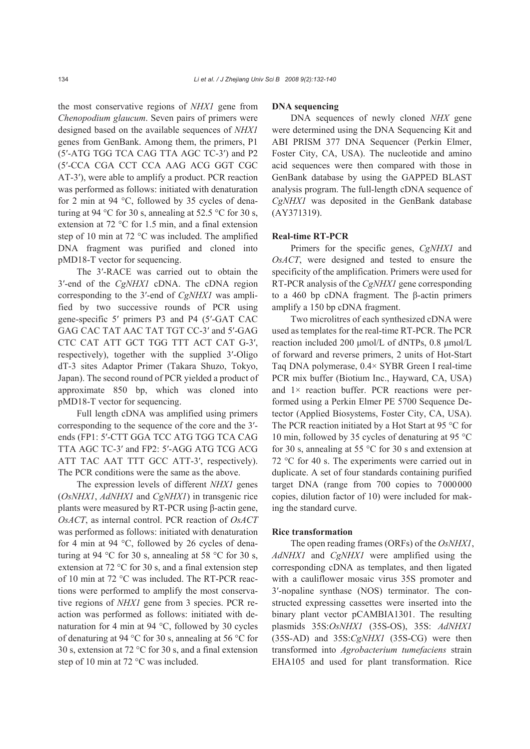the most conservative regions of *NHX1* gene from *Chenopodium glaucum*. Seven pairs of primers were designed based on the available sequences of *NHX1* genes from GenBank. Among them, the primers, P1 (5′-ATG TGG TCA CAG TTA AGC TC-3′) and P2 (5′-CCA CGA CCT CCA AAG ACG GGT CGC AT-3′), were able to amplify a product. PCR reaction was performed as follows: initiated with denaturation for 2 min at 94 °C, followed by 35 cycles of denaturing at 94 °C for 30 s, annealing at 52.5 °C for 30 s, extension at 72 °C for 1.5 min, and a final extension step of 10 min at 72 °C was included. The amplified DNA fragment was purified and cloned into pMD18-T vector for sequencing.

The 3′-RACE was carried out to obtain the 3′-end of the *CgNHX1* cDNA. The cDNA region corresponding to the 3′-end of *CgNHX1* was amplified by two successive rounds of PCR using gene-specific 5′ primers P3 and P4 (5′-GAT CAC GAG CAC TAT AAC TAT TGT CC-3′ and 5′-GAG CTC CAT ATT GCT TGG TTT ACT CAT G-3′, respectively), together with the supplied 3′-Oligo dT-3 sites Adaptor Primer (Takara Shuzo, Tokyo, Japan). The second round of PCR yielded a product of approximate 850 bp, which was cloned into pMD18-T vector for sequencing.

Full length cDNA was amplified using primers corresponding to the sequence of the core and the 3′-ends (FP1: 5′-CTT GGA TCC ATG TGG TCA CAG TTA AGC TC-3′ and FP2: 5′-AGG ATG TCG ACG ATT TAC AAT TTT GCC ATT-3′, respectively). The PCR conditions were the same as the above.

The expression levels of different *NHX1* genes (*OsNHX1*, *AdNHX1* and *CgNHX1*) in transgenic rice plants were measured by RT-PCR using β-actin gene, *OsACT*, as internal control. PCR reaction of *OsACT* was performed as follows: initiated with denaturation for 4 min at 94 °C, followed by 26 cycles of denaturing at 94 °C for 30 s, annealing at 58 °C for 30 s, extension at 72 °C for 30 s, and a final extension step of 10 min at 72 °C was included. The RT-PCR reactions were performed to amplify the most conservative regions of *NHX1* gene from 3 species. PCR reaction was performed as follows: initiated with denaturation for 4 min at 94 °C, followed by 30 cycles of denaturing at 94 °C for 30 s, annealing at 56 °C for 30 s, extension at 72 °C for 30 s, and a final extension step of 10 min at 72 °C was included.

**DNA sequencing**

DNA sequences of newly cloned *NHX* gene were determined using the DNA Sequencing Kit and ABI PRISM 377 DNA Sequencer (Perkin Elmer, Foster City, CA, USA). The nucleotide and amino acid sequences were then compared with those in GenBank database by using the GAPPED BLAST analysis program. The full-length cDNA sequence of *CgNHX1* was deposited in the GenBank database (AY371319).

**Real-time RT-PCR**

Primers for the specific genes, *CgNHX1* and *OsACT*, were designed and tested to ensure the specificity of the amplification. Primers were used for RT-PCR analysis of the *CgNHX1* gene corresponding to a 460 bp cDNA fragment. The β-actin primers amplify a 150 bp cDNA fragment.

Two microlitres of each synthesized cDNA were used as templates for the real-time RT-PCR. The PCR reaction included 200 μmol/L of dNTPs, 0.8 μmol/L of forward and reverse primers, 2 units of Hot-Start Taq DNA polymerase, 0.4× SYBR Green I real-time PCR mix buffer (Biotium Inc., Hayward, CA, USA) and 1× reaction buffer. PCR reactions were performed using a Perkin Elmer PE 5700 Sequence Detector (Applied Biosystems, Foster City, CA, USA). The PCR reaction initiated by a Hot Start at 95 °C for 10 min, followed by 35 cycles of denaturing at 95 °C for 30 s, annealing at 55 °C for 30 s and extension at 72 °C for 40 s. The experiments were carried out in duplicate. A set of four standards containing purified target DNA (range from 700 copies to 7000000 copies, dilution factor of 10) were included for making the standard curve.

**Rice transformation**

The open reading frames (ORFs) of the *OsNHX1*, *AdNHX1* and *CgNHX1* were amplified using the corresponding cDNA as templates, and then ligated with a cauliflower mosaic virus 35S promoter and 3′-nopaline synthase (NOS) terminator. The constructed expressing cassettes were inserted into the binary plant vector pCAMBIA1301. The resulting plasmids 35S:*OsNHX1* (35S-OS), 35S: *AdNHX1* (35S-AD) and 35S:*CgNHX1* (35S-CG) were then transformed into *Agrobacterium tumefaciens* strain EHA105 and used for plant transformation. Rice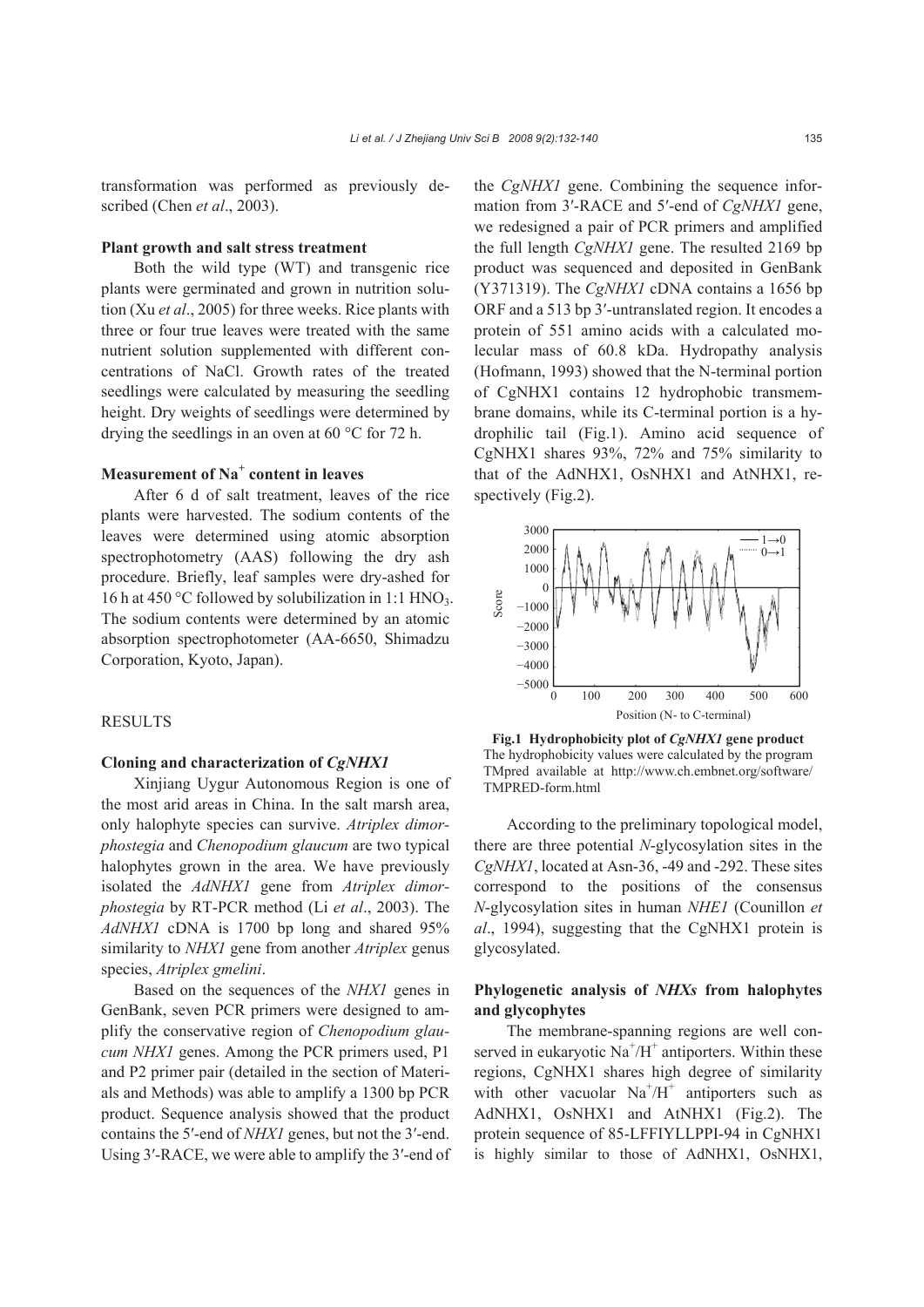transformation was performed as previously described (Chen *et al*., 2003).

### Plant growth and salt stress treatment

Both the wild type (WT) and transgenic rice plants were germinated and grown in nutrition solution (Xu *et al*., 2005) for three weeks. Rice plants with three or four true leaves were treated with the same nutrient solution supplemented with different concentrations of NaCl. Growth rates of the treated seedlings were calculated by measuring the seedling height. Dry weights of seedlings were determined by drying the seedlings in an oven at 60 °C for 72 h.

### Measurement of $Na^+$ content in leaves

After 6 d of salt treatment, leaves of the rice plants were harvested. The sodium contents of the leaves were determined using atomic absorption spectrophotometry (AAS) following the dry ash procedure. Briefly, leaf samples were dry-ashed for 16 h at 450 °C followed by solubilization in 1:1 $HNO_3$. The sodium contents were determined by an atomic absorption spectrophotometer (AA-6650, Shimadzu Corporation, Kyoto, Japan).

## RESULTS

### Cloning and characterization of *CgNHX1*

Xinjiang Uygur Autonomous Region is one of the most arid areas in China. In the salt marsh area, only halophyte species can survive. *Atriplex dimorphostegia* and *Chenopodium glaucum* are two typical halophytes grown in the area. We have previously isolated the *AdNHX1* gene from *Atriplex dimorphostegia* by RT-PCR method (Li *et al*., 2003). The *AdNHX1* cDNA is 1700 bp long and shared 95% similarity to *NHX1* gene from another *Atriplex* genus species, *Atriplex gmelini*.

Based on the sequences of the *NHX1* genes in GenBank, seven PCR primers were designed to amplify the conservative region of *Chenopodium glaucum NHX1* genes. Among the PCR primers used, P1 and P2 primer pair (detailed in the section of Materials and Methods) was able to amplify a 1300 bp PCR product. Sequence analysis showed that the product contains the 5′-end of *NHX1* genes, but not the 3′-end. Using 3′-RACE, we were able to amplify the 3′-end of the *CgNHX1* gene. Combining the sequence information from 3′-RACE and 5′-end of *CgNHX1* gene, we redesigned a pair of PCR primers and amplified the full length *CgNHX1* gene. The resulted 2169 bp product was sequenced and deposited in GenBank (Y371319). The *CgNHX1* cDNA contains a 1656 bp ORF and a 513 bp 3′-untranslated region. It encodes a protein of 551 amino acids with a calculated molecular mass of 60.8 kDa. Hydropathy analysis (Hofmann, 1993) showed that the N-terminal portion of CgNHX1 contains 12 hydrophobic transmembrane domains, while its C-terminal portion is a hydrophilic tail (Fig.1). Amino acid sequence of CgNHX1 shares 93%, 72% and 75% similarity to that of the AdNHX1, OsNHX1 and AtNHX1, respectively (Fig.2).

Score
3000
2000
1000
0
−1000
−2000
−3000
−4000
−5000
0 100 200 300 400 500 600
Position (N- to C-terminal)
1→0
0→1

**Fig.1 Hydrophobicity plot of *CgNHX1* gene product**
The hydrophobicity values were calculated by the program TMpred available at http://www.ch.embnet.org/software/TMPRED-form.html

According to the preliminary topological model, there are three potential *N*-glycosylation sites in the *CgNHX1*, located at Asn-36, -49 and -292. These sites correspond to the positions of the consensus *N*-glycosylation sites in human *NHE1* (Counillon *et al*., 1994), suggesting that the CgNHX1 protein is glycosylated.

### Phylogenetic analysis of *NHXs* from halophytes and glycophytes

The membrane-spanning regions are well conserved in eukaryotic $Na^+/H^+$ antiporters. Within these regions, CgNHX1 shares high degree of similarity with other vacuolar $Na^+/H^+$ antiporters such as AdNHX1, OsNHX1 and AtNHX1 (Fig.2). The protein sequence of 85-LFFIYLLPPI-94 in CgNHX1 is highly similar to those of AdNHX1, OsNHX1,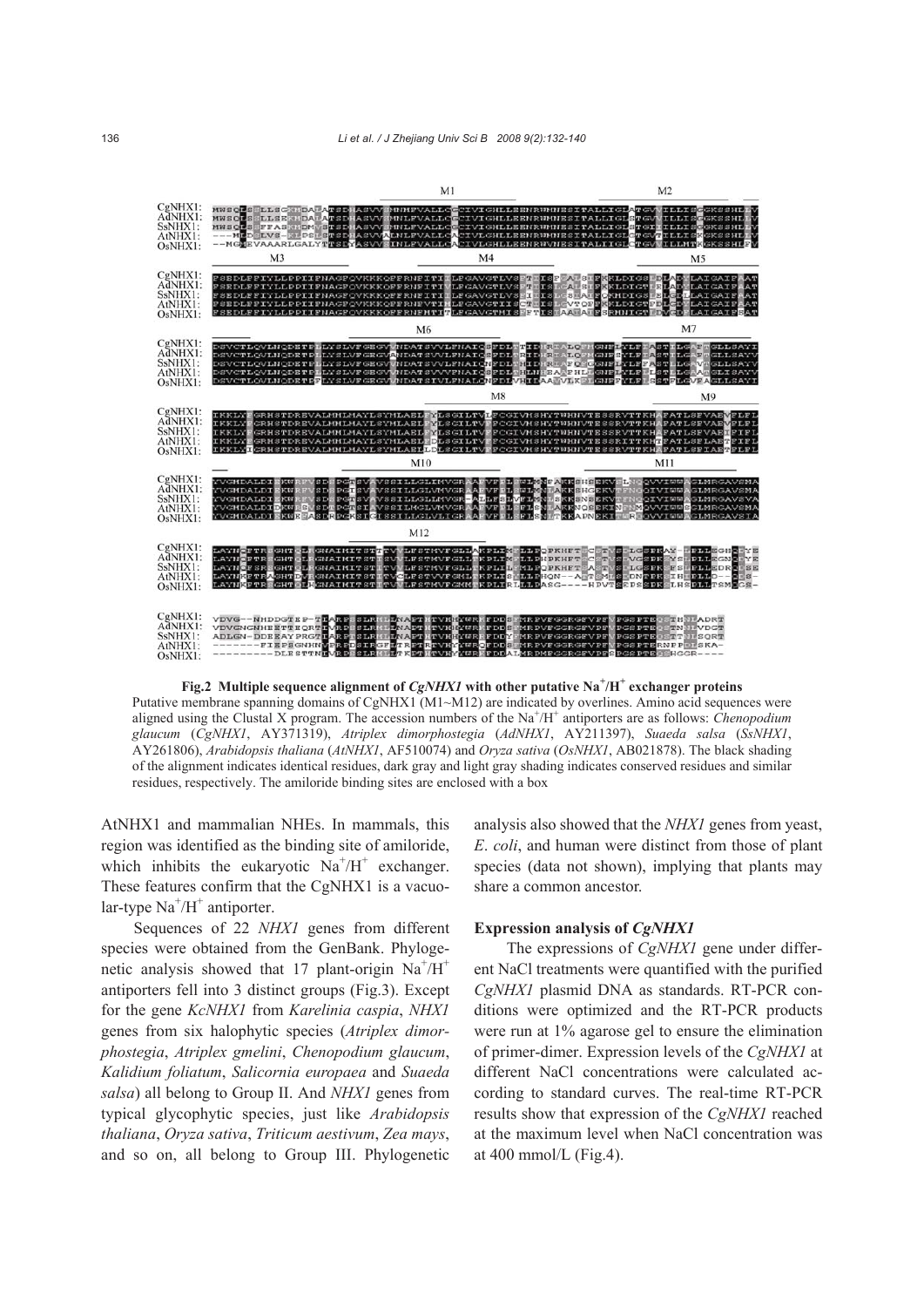**Fig.2 Multiple sequence alignment of *CgNHX1* with other putative $Na^+/H^+$ exchanger proteins**

Putative membrane spanning domains of CgNHX1 (M1~M12) are indicated by overlines. Amino acid sequences were aligned using the Clustal X program. The accession numbers of the $Na^+/H^+$ antiporters are as follows: *Chenopodium glaucum* (*CgNHX1*, AY371319), *Atriplex dimorphostegia* (*AdNHX1*, AY211397), *Suaeda salsa* (*SsNHX1*, AY261806), *Arabidopsis thaliana* (*AtNHX1*, AF510074) and *Oryza sativa* (*OsNHX1*, AB021878). The black shading of the alignment indicates identical residues, dark gray and light gray shading indicates conserved residues and similar residues, respectively. The amiloride binding sites are enclosed with a box

AtNHX1 and mammalian NHEs. In mammals, this region was identified as the binding site of amiloride, which inhibits the eukaryotic $Na^+/H^+$ exchanger. These features confirm that the CgNHX1 is a vacuolar-type $Na^+/H^+$ antiporter.

Sequences of 22 *NHX1* genes from different species were obtained from the GenBank. Phylogenetic analysis showed that 17 plant-origin $Na^+/H^+$ antiporters fell into 3 distinct groups (Fig.3). Except for the gene *KcNHX1* from *Karelinia caspia*, *NHX1* genes from six halophytic species (*Atriplex dimorphostegia*, *Atriplex gmelini*, *Chenopodium glaucum*, *Kalidium foliatum*, *Salicornia europaea* and *Suaeda salsa*) all belong to Group II. And *NHX1* genes from typical glycophytic species, just like *Arabidopsis thaliana*, *Oryza sativa*, *Triticum aestivum*, *Zea mays*, and so on, all belong to Group III. Phylogenetic analysis also showed that the *NHX1* genes from yeast, *E. coli*, and human were distinct from those of plant species (data not shown), implying that plants may share a common ancestor.

### Expression analysis of *CgNHX1*

The expressions of *CgNHX1* gene under different NaCl treatments were quantified with the purified *CgNHX1* plasmid DNA as standards. RT-PCR conditions were optimized and the RT-PCR products were run at 1% agarose gel to ensure the elimination of primer-dimer. Expression levels of the *CgNHX1* at different NaCl concentrations were calculated according to standard curves. The real-time RT-PCR results show that expression of the *CgNHX1* reached at the maximum level when NaCl concentration was at 400 mmol/L (Fig.4).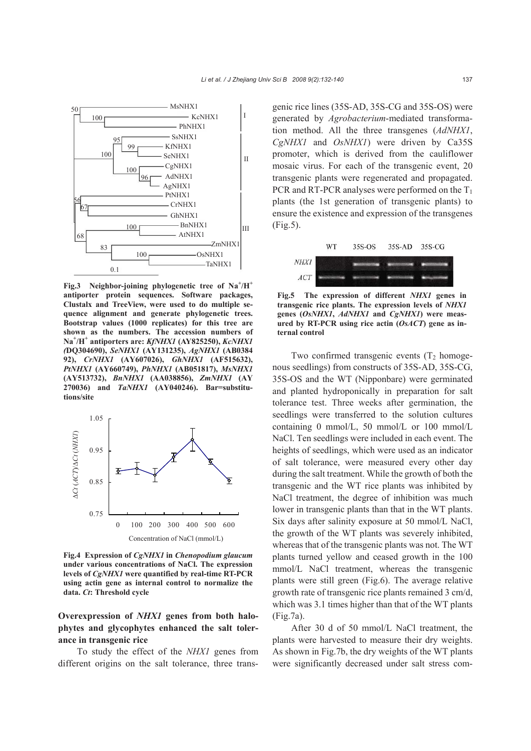50
100
95
99
100
100
96
56
67
100
68
83
100
0.1

MsNHX1
KcNHX1
PhNHX1
SsNHX1
KfNHX1
SeNHX1
CgNHX1
AdNHX1
AgNHX1
PtNHX1
CrNHX1
GhNHX1
BnNHX1
AtNHX1
ZmNHX1
OsNHX1
TaNHX1

I
II
III

**Fig.3 Neighbor-joining phylogenetic tree of $Na^+/H^+$ antiporter protein sequences. Software packages, Clustalx and TreeView, were used to do multiple sequence alignment and generate phylogenetic trees. Bootstrap values (1000 replicates) for this tree are shown as the numbers. The accession numbers of $Na^+/H^+$ antiporters are: *KfNHX1* (AY825250), *KcNHX1 (*DQ304690), *SeNHX1* (AY131235), *AgNHX1* (AB038492), *CrNHX1* (AY607026), *GhNHX1* (AF515632), *PtNHX1* (AY660749), *PhNHX1* (AB051817), *MsNHX1* (AY513732), *BnNHX1* (AA038856), *ZmNHX1* (AY270036) and *TaNHX1* (AY040246). Bar=substitutions/site**

1.05
0.95
0.85
0.75
ΔCt (ACT)/ΔCt (NHX1)
0 100 200 300 400 500 600
Concentration of NaCl (mmol/L)

**Fig.4 Expression of *CgNHX1* in *Chenopodium glaucum* under various concentrations of NaCl. The expression levels of *CgNHX1* were quantified by real-time RT-PCR using actin gene as internal control to normalize the data. *Ct*: Threshold cycle**

## Overexpression of *NHX1* genes from both halophytes and glycophytes enhanced the salt tolerance in transgenic rice

To study the effect of the *NHX1* genes from different origins on the salt tolerance, three transgenic rice lines (35S-AD, 35S-CG and 35S-OS) were generated by *Agrobacterium*-mediated transformation method. All the three transgenes (*AdNHX1*, *CgNHX1* and *OsNHX1*) were driven by Ca35S promoter, which is derived from the cauliflower mosaic virus. For each of the transgenic event, 20 transgenic plants were regenerated and propagated. PCR and RT-PCR analyses were performed on the $T_1$ plants (the 1st generation of transgenic plants) to ensure the existence and expression of the transgenes (Fig.5).

WT 35S-OS 35S-AD 35S-CG
*NHX1*
*ACT*

**Fig.5 The expression of different *NHX1* genes in transgenic rice plants. The expression levels of *NHX1* genes (*OsNHX1*, *AdNHX1* and *CgNHX1*) were measured by RT-PCR using rice actin (*OsACT*) gene as internal control**

Two confirmed transgenic events ($T_2$ homogenous seedlings) from constructs of 35S-AD, 35S-CG, 35S-OS and the WT (Nipponbare) were germinated and planted hydroponically in preparation for salt tolerance test. Three weeks after germination, the seedlings were transferred to the solution cultures containing 0 mmol/L, 50 mmol/L or 100 mmol/L NaCl. Ten seedlings were included in each event. The heights of seedlings, which were used as an indicator of salt tolerance, were measured every other day during the salt treatment. While the growth of both the transgenic and the WT rice plants was inhibited by NaCl treatment, the degree of inhibition was much lower in transgenic plants than that in the WT plants. Six days after salinity exposure at 50 mmol/L NaCl, the growth of the WT plants was severely inhibited, whereas that of the transgenic plants was not. The WT plants turned yellow and ceased growth in the 100 mmol/L NaCl treatment, whereas the transgenic plants were still green (Fig.6). The average relative growth rate of transgenic rice plants remained 3 cm/d, which was 3.1 times higher than that of the WT plants (Fig.7a).

After 30 d of 50 mmol/L NaCl treatment, the plants were harvested to measure their dry weights. As shown in Fig.7b, the dry weights of the WT plants were significantly decreased under salt stress com-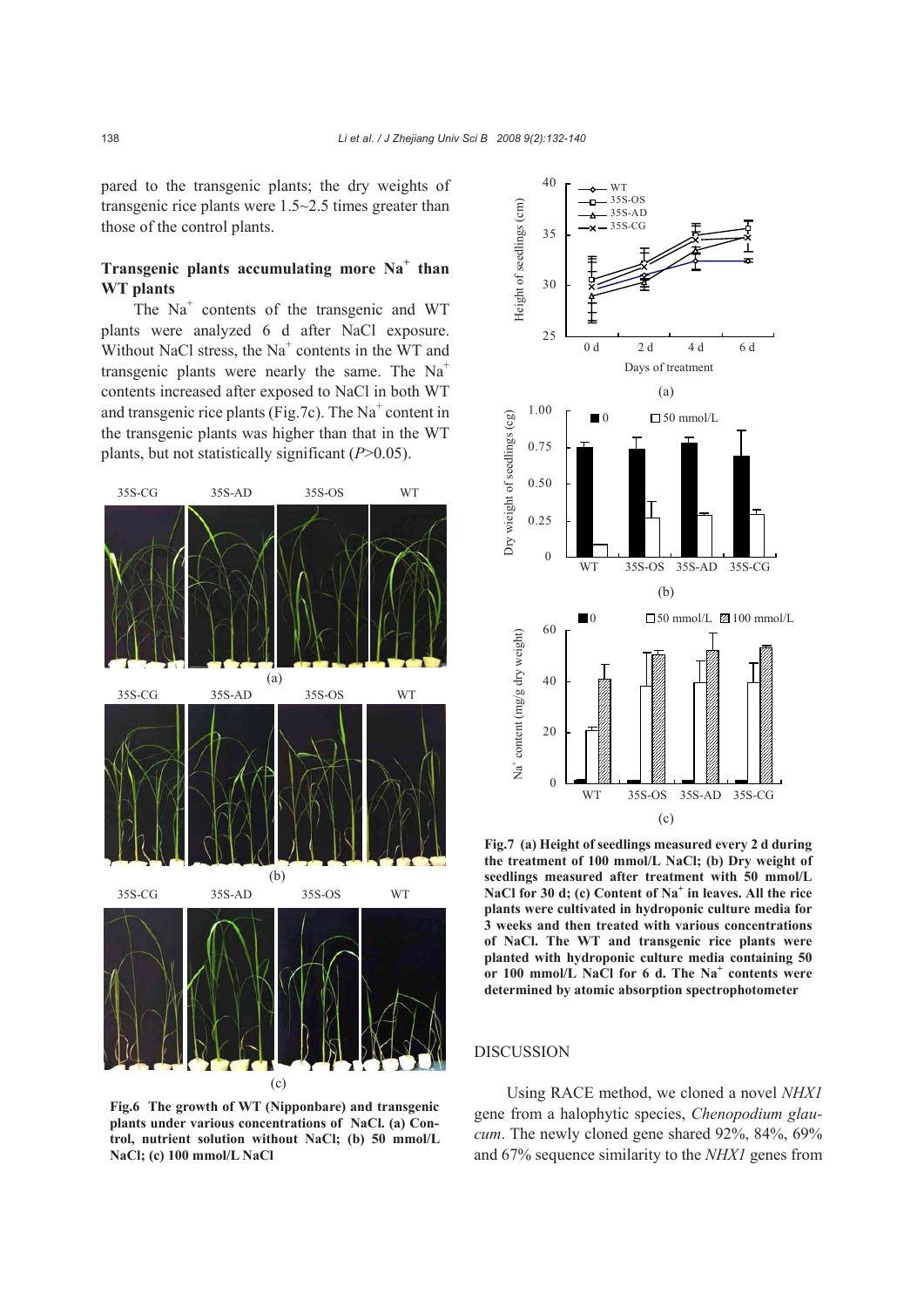pared to the transgenic plants; the dry weights of transgenic rice plants were 1.5~2.5 times greater than those of the control plants.

## Transgenic plants accumulating more $Na^+$ than WT plants

The $Na^+$ contents of the transgenic and WT plants were analyzed 6 d after NaCl exposure. Without NaCl stress, the $Na^+$ contents in the WT and transgenic plants were nearly the same. The $Na^+$ contents increased after exposed to NaCl in both WT and transgenic rice plants (Fig.7c). The $Na^+$ content in the transgenic plants was higher than that in the WT plants, but not statistically significant ($P$>0.05).

**Fig.6 The growth of WT (Nipponbare) and transgenic plants under various concentrations of NaCl. (a) Control, nutrient solution without NaCl; (b) 50 mmol/L NaCl; (c) 100 mmol/L NaCl**

**Fig.7 (a) Height of seedlings measured every 2 d during the treatment of 100 mmol/L NaCl; (b) Dry weight of seedlings measured after treatment with 50 mmol/L NaCl for 30 d; (c) Content of $Na^+$ in leaves. All the rice plants were cultivated in hydroponic culture media for 3 weeks and then treated with various concentrations of NaCl. The WT and transgenic rice plants were planted with hydroponic culture media containing 50 or 100 mmol/L NaCl for 6 d. The $Na^+$ contents were determined by atomic absorption spectrophotometer**

## DISCUSSION

Using RACE method, we cloned a novel *NHX1* gene from a halophytic species, *Chenopodium glaucum*. The newly cloned gene shared 92%, 84%, 69% and 67% sequence similarity to the *NHX1* genes from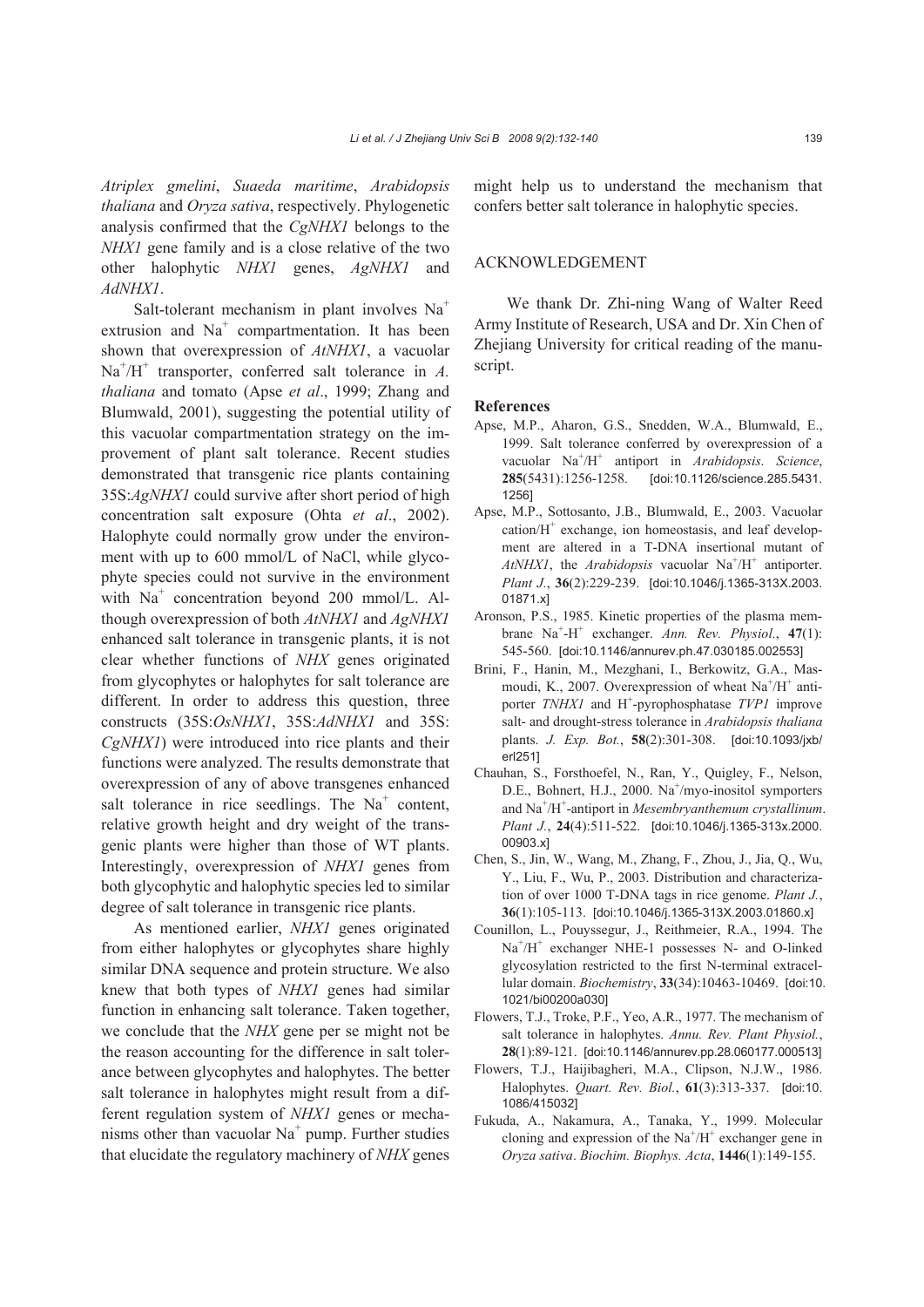*Atriplex gmelini*, *Suaeda maritime*, *Arabidopsis thaliana* and *Oryza sativa*, respectively. Phylogenetic analysis confirmed that the *CgNHX1* belongs to the *NHX1* gene family and is a close relative of the two other halophytic *NHX1* genes, *AgNHX1* and *AdNHX1*.

Salt-tolerant mechanism in plant involves $Na^+$ extrusion and $Na^+$ compartmentation. It has been shown that overexpression of *AtNHX1*, a vacuolar $Na^+/H^+$ transporter, conferred salt tolerance in *A. thaliana* and tomato (Apse *et al*., 1999; Zhang and Blumwald, 2001), suggesting the potential utility of this vacuolar compartmentation strategy on the improvement of plant salt tolerance. Recent studies demonstrated that transgenic rice plants containing 35S:*AgNHX1* could survive after short period of high concentration salt exposure (Ohta *et al*., 2002). Halophyte could normally grow under the environment with up to 600 mmol/L of NaCl, while glycophyte species could not survive in the environment with $Na^+$ concentration beyond 200 mmol/L. Although overexpression of both *AtNHX1* and *AgNHX1* enhanced salt tolerance in transgenic plants, it is not clear whether functions of *NHX* genes originated from glycophytes or halophytes for salt tolerance are different. In order to address this question, three constructs (35S:*OsNHX1*, 35S:*AdNHX1* and 35S:*CgNHX1*) were introduced into rice plants and their functions were analyzed. The results demonstrate that overexpression of any of above transgenes enhanced salt tolerance in rice seedlings. The $Na^+$ content, relative growth height and dry weight of the transgenic plants were higher than those of WT plants. Interestingly, overexpression of *NHX1* genes from both glycophytic and halophytic species led to similar degree of salt tolerance in transgenic rice plants.

As mentioned earlier, *NHX1* genes originated from either halophytes or glycophytes share highly similar DNA sequence and protein structure. We also knew that both types of *NHX1* genes had similar function in enhancing salt tolerance. Taken together, we conclude that the *NHX* gene per se might not be the reason accounting for the difference in salt tolerance between glycophytes and halophytes. The better salt tolerance in halophytes might result from a different regulation system of *NHX1* genes or mechanisms other than vacuolar $Na^+$ pump. Further studies that elucidate the regulatory machinery of *NHX* genes might help us to understand the mechanism that confers better salt tolerance in halophytic species.

## ACKNOWLEDGEMENT

We thank Dr. Zhi-ning Wang of Walter Reed Army Institute of Research, USA and Dr. Xin Chen of Zhejiang University for critical reading of the manuscript.

## References

Apse, M.P., Aharon, G.S., Snedden, W.A., Blumwald, E., 1999. Salt tolerance conferred by overexpression of a vacuolar $Na^+/H^+$ antiport in *Arabidopsis*. *Science*, **285**(5431):1256-1258. [doi:10.1126/science.285.5431.1256]

Apse, M.P., Sottosanto, J.B., Blumwald, E., 2003. Vacuolar cation/$H^+$ exchange, ion homeostasis, and leaf development are altered in a T-DNA insertional mutant of *AtNHX1*, the *Arabidopsis* vacuolar $Na^+/H^+$ antiporter. *Plant J.*, **36**(2):229-239. [doi:10.1046/j.1365-313X.2003.01871.x]

Aronson, P.S., 1985. Kinetic properties of the plasma membrane $Na^+$-$H^+$ exchanger. *Ann. Rev. Physiol.*, **47**(1):545-560. [doi:10.1146/annurev.ph.47.030185.002553]

Brini, F., Hanin, M., Mezghani, I., Berkowitz, G.A., Masmoudi, K., 2007. Overexpression of wheat $Na^+/H^+$ antiporter *TNHX1* and $H^+$-pyrophosphatase *TVP1* improve salt- and drought-stress tolerance in *Arabidopsis thaliana* plants. *J. Exp. Bot.*, **58**(2):301-308. [doi:10.1093/jxb/erl251]

Chauhan, S., Forsthoefel, N., Ran, Y., Quigley, F., Nelson, D.E., Bohnert, H.J., 2000. $Na^+$/myo-inositol symporters and $Na^+/H^+$-antiport in *Mesembryanthemum crystallinum*. *Plant J.*, **24**(4):511-522. [doi:10.1046/j.1365-313x.2000.00903.x]

Chen, S., Jin, W., Wang, M., Zhang, F., Zhou, J., Jia, Q., Wu, Y., Liu, F., Wu, P., 2003. Distribution and characterization of over 1000 T-DNA tags in rice genome. *Plant J.*, **36**(1):105-113. [doi:10.1046/j.1365-313X.2003.01860.x]

Counillon, L., Pouyssegur, J., Reithmeier, R.A., 1994. The $Na^+/H^+$ exchanger NHE-1 possesses N- and O-linked glycosylation restricted to the first N-terminal extracellular domain. *Biochemistry*, **33**(34):10463-10469. [doi:10.1021/bi00200a030]

Flowers, T.J., Troke, P.F., Yeo, A.R., 1977. The mechanism of salt tolerance in halophytes. *Annu. Rev. Plant Physiol.*, **28**(1):89-121. [doi:10.1146/annurev.pp.28.060177.000513]

Flowers, T.J., Haijibagheri, M.A., Clipson, N.J.W., 1986. Halophytes. *Quart. Rev. Biol.*, **61**(3):313-337. [doi:10.1086/415032]

Fukuda, A., Nakamura, A., Tanaka, Y., 1999. Molecular cloning and expression of the $Na^+/H^+$ exchanger gene in *Oryza sativa*. *Biochim. Biophys. Acta*, **1446**(1):149-155.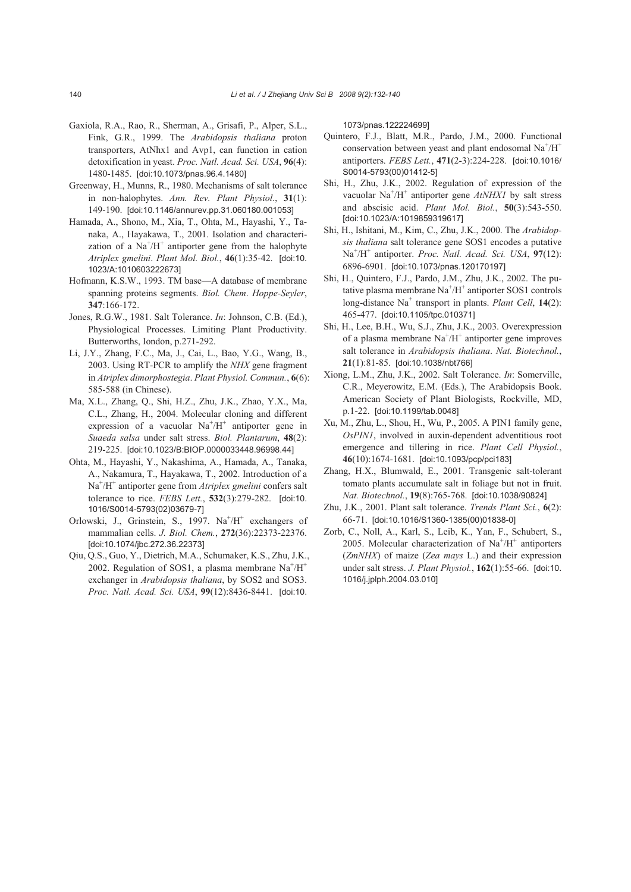Gaxiola, R.A., Rao, R., Sherman, A., Grisafi, P., Alper, S.L., Fink, G.R., 1999. The *Arabidopsis thaliana* proton transporters, AtNhx1 and Avp1, can function in cation detoxification in yeast. *Proc. Natl. Acad. Sci. USA*, **96**(4): 1480-1485. [doi:10.1073/pnas.96.4.1480]

Greenway, H., Munns, R., 1980. Mechanisms of salt tolerance in non-halophytes. *Ann. Rev. Plant Physiol.*, **31**(1): 149-190. [doi:10.1146/annurev.pp.31.060180.001053]

Hamada, A., Shono, M., Xia, T., Ohta, M., Hayashi, Y., Tanaka, A., Hayakawa, T., 2001. Isolation and characterization of a $Na^+/H^+$ antiporter gene from the halophyte *Atriplex gmelini*. *Plant Mol. Biol.*, **46**(1):35-42. [doi:10.1023/A:1010603222673]

Hofmann, K.S.W., 1993. TM base—A database of membrane spanning proteins segments. *Biol. Chem. Hoppe-Seyler*, **347**:166-172.

Jones, R.G.W., 1981. Salt Tolerance. *In*: Johnson, C.B. (Ed.), Physiological Processes. Limiting Plant Productivity. Butterworths, Iondon, p.271-292.

Li, J.Y., Zhang, F.C., Ma, J., Cai, L., Bao, Y.G., Wang, B., 2003. Using RT-PCR to amplify the *NHX* gene fragment in *Atriplex dimorphostegia*. *Plant Physiol. Commun.*, **6**(6): 585-588 (in Chinese).

Ma, X.L., Zhang, Q., Shi, H.Z., Zhu, J.K., Zhao, Y.X., Ma, C.L., Zhang, H., 2004. Molecular cloning and different expression of a vacuolar $Na^+/H^+$ antiporter gene in *Suaeda salsa* under salt stress. *Biol. Plantarum*, **48**(2): 219-225. [doi:10.1023/B:BIOP.0000033448.96998.44]

Ohta, M., Hayashi, Y., Nakashima, A., Hamada, A., Tanaka, A., Nakamura, T., Hayakawa, T., 2002. Introduction of a $Na^+/H^+$ antiporter gene from *Atriplex gmelini* confers salt tolerance to rice. *FEBS Lett.*, **532**(3):279-282. [doi:10.1016/S0014-5793(02)03679-7]

Orlowski, J., Grinstein, S., 1997. $Na^+/H^+$ exchangers of mammalian cells. *J. Biol. Chem.*, **272**(36):22373-22376. [doi:10.1074/jbc.272.36.22373]

Qiu, Q.S., Guo, Y., Dietrich, M.A., Schumaker, K.S., Zhu, J.K., 2002. Regulation of SOS1, a plasma membrane $Na^+/H^+$ exchanger in *Arabidopsis thaliana*, by SOS2 and SOS3. *Proc. Natl. Acad. Sci. USA*, **99**(12):8436-8441. [doi:10.1073/pnas.122224699]

Quintero, F.J., Blatt, M.R., Pardo, J.M., 2000. Functional conservation between yeast and plant endosomal $Na^+/H^+$ antiporters. *FEBS Lett.*, **471**(2-3):224-228. [doi:10.1016/S0014-5793(00)01412-5]

Shi, H., Zhu, J.K., 2002. Regulation of expression of the vacuolar $Na^+/H^+$ antiporter gene *AtNHX1* by salt stress and abscisic acid. *Plant Mol. Biol.*, **50**(3):543-550. [doi:10.1023/A:1019859319617]

Shi, H., Ishitani, M., Kim, C., Zhu, J.K., 2000. The *Arabidopsis thaliana* salt tolerance gene SOS1 encodes a putative $Na^+/H^+$ antiporter. *Proc. Natl. Acad. Sci. USA*, **97**(12): 6896-6901. [doi:10.1073/pnas.120170197]

Shi, H., Quintero, F.J., Pardo, J.M., Zhu, J.K., 2002. The putative plasma membrane $Na^+/H^+$ antiporter SOS1 controls long-distance $Na^+$ transport in plants. *Plant Cell*, **14**(2): 465-477. [doi:10.1105/tpc.010371]

Shi, H., Lee, B.H., Wu, S.J., Zhu, J.K., 2003. Overexpression of a plasma membrane $Na^+/H^+$ antiporter gene improves salt tolerance in *Arabidopsis thaliana*. *Nat. Biotechnol.*, **21**(1):81-85. [doi:10.1038/nbt766]

Xiong, L.M., Zhu, J.K., 2002. Salt Tolerance. *In*: Somerville, C.R., Meyerowitz, E.M. (Eds.), The Arabidopsis Book. American Society of Plant Biologists, Rockville, MD, p.1-22. [doi:10.1199/tab.0048]

Xu, M., Zhu, L., Shou, H., Wu, P., 2005. A PIN1 family gene, *OsPIN1*, involved in auxin-dependent adventitious root emergence and tillering in rice. *Plant Cell Physiol.*, **46**(10):1674-1681. [doi:10.1093/pcp/pci183]

Zhang, H.X., Blumwald, E., 2001. Transgenic salt-tolerant tomato plants accumulate salt in foliage but not in fruit. *Nat. Biotechnol.*, **19**(8):765-768. [doi:10.1038/90824]

Zhu, J.K., 2001. Plant salt tolerance. *Trends Plant Sci.*, **6**(2): 66-71. [doi:10.1016/S1360-1385(00)01838-0]

Zorb, C., Noll, A., Karl, S., Leib, K., Yan, F., Schubert, S., 2005. Molecular characterization of $Na^+/H^+$ antiporters (*ZmNHX*) of maize (*Zea mays* L.) and their expression under salt stress. *J. Plant Physiol.*, **162**(1):55-66. [doi:10.1016/j.jplph.2004.03.010]